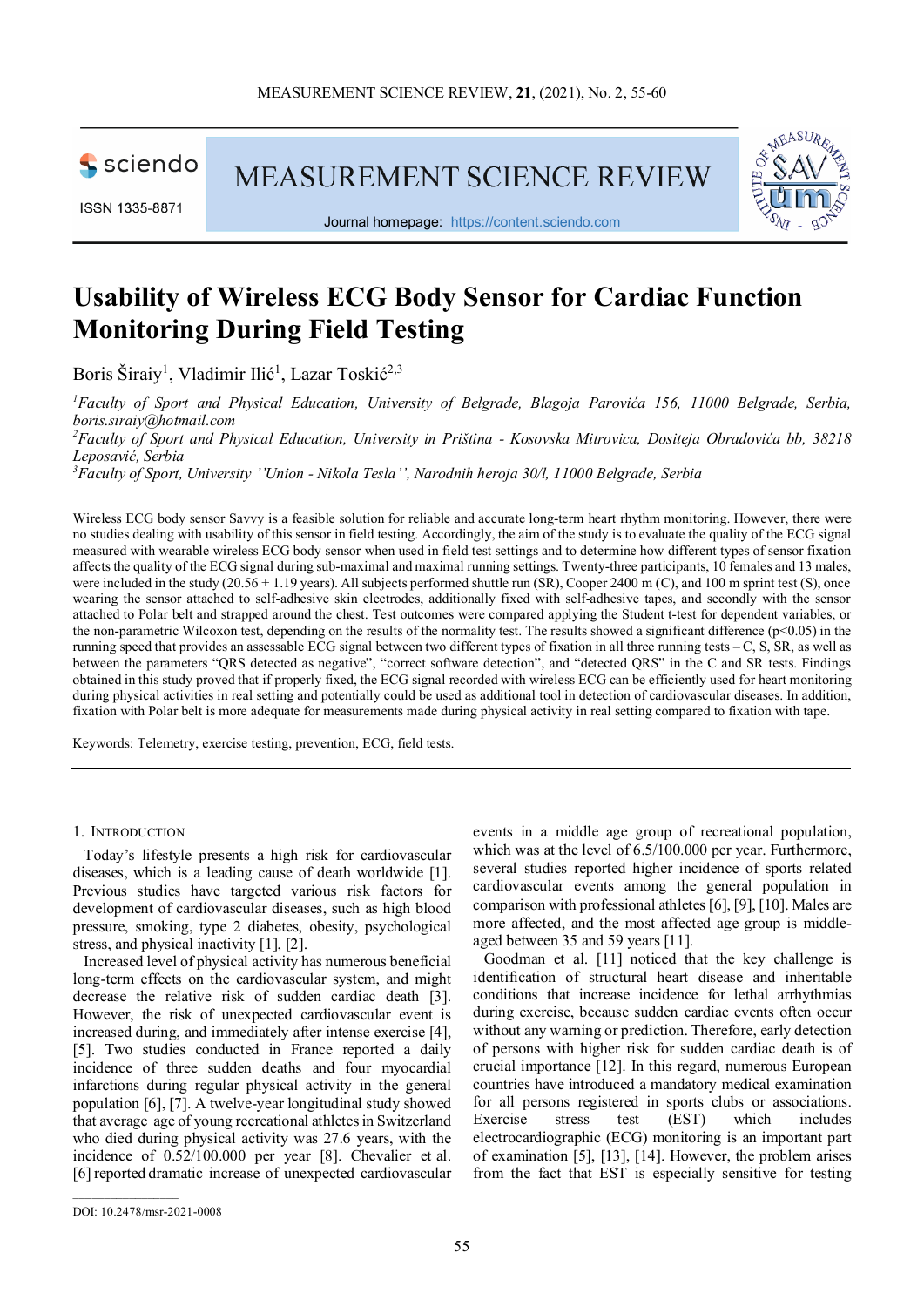# Usability of Wireless ECG Body Sensor for Cardiac Function Monitoring During Field Testing

Boris Širaiy[1], Vladimir Ilić[1], Lazar Toskić[2,3]

[1]*Faculty of Sport and Physical Education, University of Belgrade, Blagoja Parovića 156, 11000 Belgrade, Serbia, boris.siraiy@hotmail.com*

[2]*Faculty of Sport and Physical Education, University in Priština - Kosovska Mitrovica, Dositeja Obradovića bb, 38218 Leposavić, Serbia*

[3]*Faculty of Sport, University ''Union - Nikola Tesla'', Narodnih heroja 30/l, 11000 Belgrade, Serbia*

Wireless ECG body sensor Savvy is a feasible solution for reliable and accurate long-term heart rhythm monitoring. However, there were no studies dealing with usability of this sensor in field testing. Accordingly, the aim of the study is to evaluate the quality of the ECG signal measured with wearable wireless ECG body sensor when used in field test settings and to determine how different types of sensor fixation affects the quality of the ECG signal during sub-maximal and maximal running settings. Twenty-three participants, 10 females and 13 males, were included in the study (20.56 ± 1.19 years). All subjects performed shuttle run (SR), Cooper 2400 m (C), and 100 m sprint test (S), once wearing the sensor attached to self-adhesive skin electrodes, additionally fixed with self-adhesive tapes, and secondly with the sensor attached to Polar belt and strapped around the chest. Test outcomes were compared applying the Student t-test for dependent variables, or the non-parametric Wilcoxon test, depending on the results of the normality test. The results showed a significant difference ($p<0.05$) in the running speed that provides an assessable ECG signal between two different types of fixation in all three running tests – C, S, SR, as well as between the parameters "QRS detected as negative", "correct software detection", and "detected QRS" in the C and SR tests. Findings obtained in this study proved that if properly fixed, the ECG signal recorded with wireless ECG can be efficiently used for heart monitoring during physical activities in real setting and potentially could be used as additional tool in detection of cardiovascular diseases. In addition, fixation with Polar belt is more adequate for measurements made during physical activity in real setting compared to fixation with tape.

Keywords: Telemetry, exercise testing, prevention, ECG, field tests.

## 1. Introduction

Today's lifestyle presents a high risk for cardiovascular diseases, which is a leading cause of death worldwide [1]. Previous studies have targeted various risk factors for development of cardiovascular diseases, such as high blood pressure, smoking, type 2 diabetes, obesity, psychological stress, and physical inactivity [1], [2].

Increased level of physical activity has numerous beneficial long-term effects on the cardiovascular system, and might decrease the relative risk of sudden cardiac death [3]. However, the risk of unexpected cardiovascular event is increased during, and immediately after intense exercise [4], [5]. Two studies conducted in France reported a daily incidence of three sudden deaths and four myocardial infarctions during regular physical activity in the general population [6], [7]. A twelve-year longitudinal study showed that average age of young recreational athletes in Switzerland who died during physical activity was 27.6 years, with the incidence of 0.52/100.000 per year [8]. Chevalier et al. [6] reported dramatic increase of unexpected cardiovascular events in a middle age group of recreational population, which was at the level of 6.5/100.000 per year. Furthermore, several studies reported higher incidence of sports related cardiovascular events among the general population in comparison with professional athletes [6], [9], [10]. Males are more affected, and the most affected age group is middle-aged between 35 and 59 years [11].

Goodman et al. [11] noticed that the key challenge is identification of structural heart disease and inheritable conditions that increase incidence for lethal arrhythmias during exercise, because sudden cardiac events often occur without any warning or prediction. Therefore, early detection of persons with higher risk for sudden cardiac death is of crucial importance [12]. In this regard, numerous European countries have introduced a mandatory medical examination for all persons registered in sports clubs or associations. Exercise stress test (EST) which includes electrocardiographic (ECG) monitoring is an important part of examination [5], [13], [14]. However, the problem arises from the fact that EST is especially sensitive for testing

DOI: 10.2478/msr-2021-0008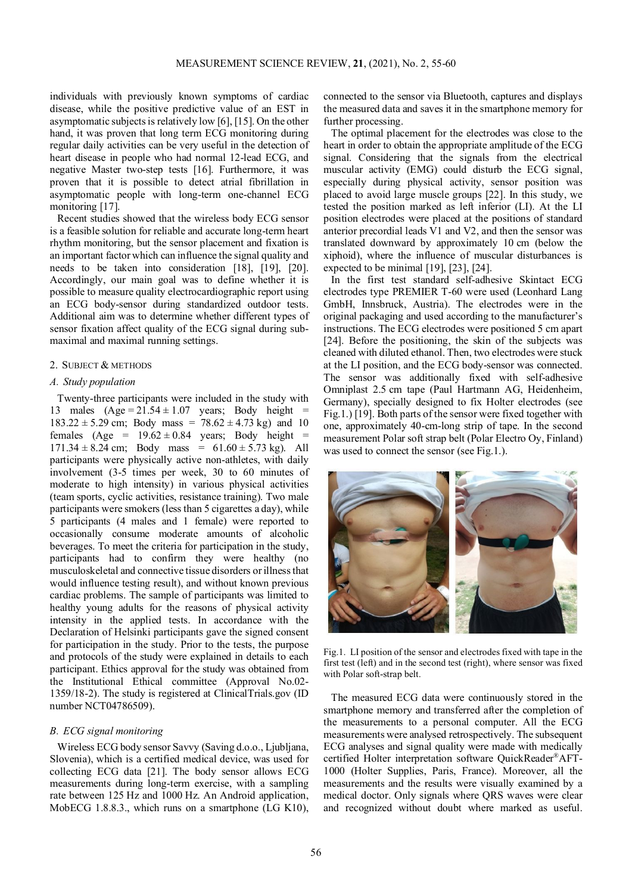individuals with previously known symptoms of cardiac disease, while the positive predictive value of an EST in asymptomatic subjects is relatively low [6], [15]. On the other hand, it was proven that long term ECG monitoring during regular daily activities can be very useful in the detection of heart disease in people who had normal 12-lead ECG, and negative Master two-step tests [16]. Furthermore, it was proven that it is possible to detect atrial fibrillation in asymptomatic people with long-term one-channel ECG monitoring [17].

Recent studies showed that the wireless body ECG sensor is a feasible solution for reliable and accurate long-term heart rhythm monitoring, but the sensor placement and fixation is an important factor which can influence the signal quality and needs to be taken into consideration [18], [19], [20]. Accordingly, our main goal was to define whether it is possible to measure quality electrocardiographic report using an ECG body-sensor during standardized outdoor tests. Additional aim was to determine whether different types of sensor fixation affect quality of the ECG signal during sub-maximal and maximal running settings.

## 2. Subject & methods

### *A. Study population*

Twenty-three participants were included in the study with 13 males (Age = 21.54 ± 1.07 years; Body height = 183.22 ± 5.29 cm; Body mass = 78.62 ± 4.73 kg) and 10 females (Age = 19.62 ± 0.84 years; Body height = 171.34 ± 8.24 cm; Body mass = 61.60 ± 5.73 kg). All participants were physically active non-athletes, with daily involvement (3-5 times per week, 30 to 60 minutes of moderate to high intensity) in various physical activities (team sports, cyclic activities, resistance training). Two male participants were smokers (less than 5 cigarettes a day), while 5 participants (4 males and 1 female) were reported to occasionally consume moderate amounts of alcoholic beverages. To meet the criteria for participation in the study, participants had to confirm they were healthy (no musculoskeletal and connective tissue disorders or illness that would influence testing result), and without known previous cardiac problems. The sample of participants was limited to healthy young adults for the reasons of physical activity intensity in the applied tests. In accordance with the Declaration of Helsinki participants gave the signed consent for participation in the study. Prior to the tests, the purpose and protocols of the study were explained in details to each participant. Ethics approval for the study was obtained from the Institutional Ethical committee (Approval No.02-1359/18-2). The study is registered at ClinicalTrials.gov (ID number NCT04786509).

### *B. ECG signal monitoring*

Wireless ECG body sensor Savvy (Saving d.o.o., Ljubljana, Slovenia), which is a certified medical device, was used for collecting ECG data [21]. The body sensor allows ECG measurements during long-term exercise, with a sampling rate between 125 Hz and 1000 Hz. An Android application, MobECG 1.8.8.3., which runs on a smartphone (LG K10), connected to the sensor via Bluetooth, captures and displays the measured data and saves it in the smartphone memory for further processing.

The optimal placement for the electrodes was close to the heart in order to obtain the appropriate amplitude of the ECG signal. Considering that the signals from the electrical muscular activity (EMG) could disturb the ECG signal, especially during physical activity, sensor position was placed to avoid large muscle groups [22]. In this study, we tested the position marked as left inferior (LI). At the LI position electrodes were placed at the positions of standard anterior precordial leads V1 and V2, and then the sensor was translated downward by approximately 10 cm (below the xiphoid), where the influence of muscular disturbances is expected to be minimal [19], [23], [24].

In the first test standard self-adhesive Skintact ECG electrodes type PREMIER T-60 were used (Leonhard Lang GmbH, Innsbruck, Austria). The electrodes were in the original packaging and used according to the manufacturer's instructions. The ECG electrodes were positioned 5 cm apart [24]. Before the positioning, the skin of the subjects was cleaned with diluted ethanol. Then, two electrodes were stuck at the LI position, and the ECG body-sensor was connected. The sensor was additionally fixed with self-adhesive Omniplast 2.5 cm tape (Paul Hartmann AG, Heidenheim, Germany), specially designed to fix Holter electrodes (see Fig.1.) [19]. Both parts of the sensor were fixed together with one, approximately 40-cm-long strip of tape. In the second measurement Polar soft strap belt (Polar Electro Oy, Finland) was used to connect the sensor (see Fig.1.).

Fig.1. LI position of the sensor and electrodes fixed with tape in the first test (left) and in the second test (right), where sensor was fixed with Polar soft-strap belt.

The measured ECG data were continuously stored in the smartphone memory and transferred after the completion of the measurements to a personal computer. All the ECG measurements were analysed retrospectively. The subsequent ECG analyses and signal quality were made with medically certified Holter interpretation software QuickReader®AFT-1000 (Holter Supplies, Paris, France). Moreover, all the measurements and the results were visually examined by a medical doctor. Only signals where QRS waves were clear and recognized without doubt where marked as useful.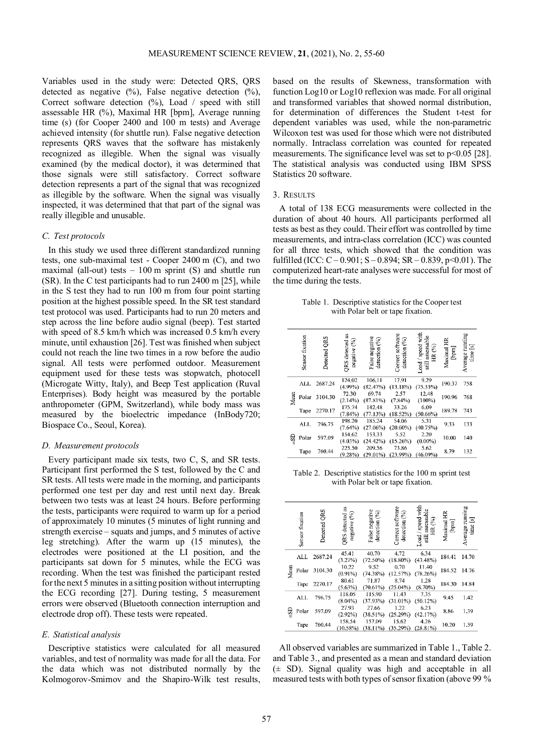Variables used in the study were: Detected QRS, QRS detected as negative (%), False negative detection (%), Correct software detection (%), Load / speed with still assessable HR (%), Maximal HR [bpm], Average running time (s) (for Cooper 2400 and 100 m tests) and Average achieved intensity (for shuttle run). False negative detection represents QRS waves that the software has mistakenly recognized as illegible. When the signal was visually examined (by the medical doctor), it was determined that those signals were still satisfactory. Correct software detection represents a part of the signal that was recognized as illegible by the software. When the signal was visually inspected, it was determined that that part of the signal was really illegible and unusable.

### C. Test protocols

In this study we used three different standardized running tests, one sub-maximal test - Cooper 2400 m (C), and two maximal (all-out) tests – 100 m sprint (S) and shuttle run (SR). In the C test participants had to run 2400 m [25], while in the S test they had to run 100 m from four point starting position at the highest possible speed. In the SR test standard test protocol was used. Participants had to run 20 meters and step across the line before audio signal (beep). Test started with speed of 8.5 km/h which was increased 0.5 km/h every minute, until exhaustion [26]. Test was finished when subject could not reach the line two times in a row before the audio signal. All tests were performed outdoor. Measurement equipment used for these tests was stopwatch, photocell (Microgate Witty, Italy), and Beep Test application (Ruval Enterprises). Body height was measured by the portable anthropometer (GPM, Switzerland), while body mass was measured by the bioelectric impedance (InBody720; Biospace Co., Seoul, Korea).

### D. Measurement protocols

Every participant made six tests, two C, S, and SR tests. Participant first performed the S test, followed by the C and SR tests. All tests were made in the morning, and participants performed one test per day and rest until next day. Break between two tests was at least 24 hours. Before performing the tests, participants were required to warm up for a period of approximately 10 minutes (5 minutes of light running and strength exercise – squats and jumps, and 5 minutes of active leg stretching). After the warm up (15 minutes), the electrodes were positioned at the LI position, and the participants sat down for 5 minutes, while the ECG was recording. When the test was finished the participant rested for the next 5 minutes in a sitting position without interrupting the ECG recording [27]. During testing, 5 measurement errors were observed (Bluetooth connection interruption and electrode drop off). These tests were repeated.

### E. Statistical analysis

Descriptive statistics were calculated for all measured variables, and test of normality was made for all the data. For the data which was not distributed normally by the Kolmogorov-Smirnov and the Shapiro-Wilk test results, based on the results of Skewness, transformation with function Log10 or Log10 reflexion was made. For all original and transformed variables that showed normal distribution, for determination of differences the Student t-test for dependent variables was used, while the non-parametric Wilcoxon test was used for those which were not distributed normally. Intraclass correlation was counted for repeated measurements. The significance level was set to $p<0.05$ [28]. The statistical analysis was conducted using IBM SPSS Statistics 20 software.

## 3. Results

A total of 138 ECG measurements were collected in the duration of about 40 hours. All participants performed all tests as best as they could. Their effort was controlled by time measurements, and intra-class correlation (ICC) was counted for all three tests, which showed that the condition was fulfilled (ICC: C – 0.901; S – 0.894; SR – 0.839, $p<0.01$). The computerized heart-rate analyses were successful for most of the time during the tests.

Table 1. Descriptive statistics for the Cooper test with Polar belt or tape fixation.

| | Sensor fixation | Detected QRS | QRS detected as negative (%) | False negative detection (%) | Correct software detection (%) | Load / speed with still assessable HR (%) | Maximal HR [bpm] | Average running time [s] |
|---|---|---|---|---|---|---|---|---|
| Mean | ALL | 2687.24 | 124.02 (4.99%) | 106.11 (82.47%) | 17.91 (13.18%) | 9.29 (75.33%) | 190.37 | 758 |
| | Polar | 3104.30 | 72.30 (2.14%) | 69.74 (87.81%) | 2.57 (7.84%) | 12.48 (100%) | 190.96 | 768 |
| | Tape | 2270.17 | 175.74 (7.84%) | 142.48 (77.13%) | 33.26 (18.52%) | 6.09 (50.66%) | 189.78 | 743 |
| ±SD | ALL | 796.75 | 198.20 (7.64%) | 185.24 (27.06%) | 54.06 (20.60%) | 5.31 (40.75%) | 9.33 | 133 |
| | Polar | 597.09 | 154.62 (4.03%) | 153.33 (24.42%) | 5.52 (15.26%) | 2.20 (0.00%) | 10.00 | 140 |
| | Tape | 760.44 | 225.50 (9.28%) | 209.56 (29.01%) | 73.86 (23.99%) | 5.62 (46.09%) | 8.79 | 132 |

Table 2. Descriptive statistics for the 100 m sprint test with Polar belt or tape fixation.

| | Sensor fixation | Detected QRS | QRS detected as negative (%) | False negative detection (%) | Correct software detection (%) | Load / speed with still assessable HR (%) | Maximal HR [bpm] | Average running time [s] |
|---|---|---|---|---|---|---|---|---|
| Mean | ALL | 2687.24 | 45.41 (3.27%) | 40.70 (72.50%) | 4.72 (18.80%) | 6.34 (43.48%) | 184.41 | 14.70 |
| | Polar | 3104.30 | 10.22 (0.91%) | 9.52 (74.38%) | 0.70 (12.57%) | 11.40 (78.26%) | 184.52 | 14.76 |
| | Tape | 2270.17 | 80.61 (5.63%) | 71.87 (70.61%) | 8.74 (25.04%) | 1.28 (8.70%) | 184.30 | 14.84 |
| ±SD | ALL | 796.75 | 118.05 (8.04%) | 115.90 (37.93%) | 11.43 (31.01%) | 7.35 (50.12%) | 9.45 | 1.42 |
| | Polar | 597.09 | 27.93 (2.92%) | 27.66 (38.51%) | 1.22 (25.29%) | 6.23 (42.17%) | 8.86 | 1.39 |
| | Tape | 760.44 | 158.54 (10.58%) | 157.09 (38.11%) | 15.62 (35.29%) | 4.26 (28.81%) | 10.20 | 1.39 |

All observed variables are summarized in Table 1., Table 2. and Table 3., and presented as a mean and standard deviation (± SD). Signal quality was high and acceptable in all measured tests with both types of sensor fixation (above 99 %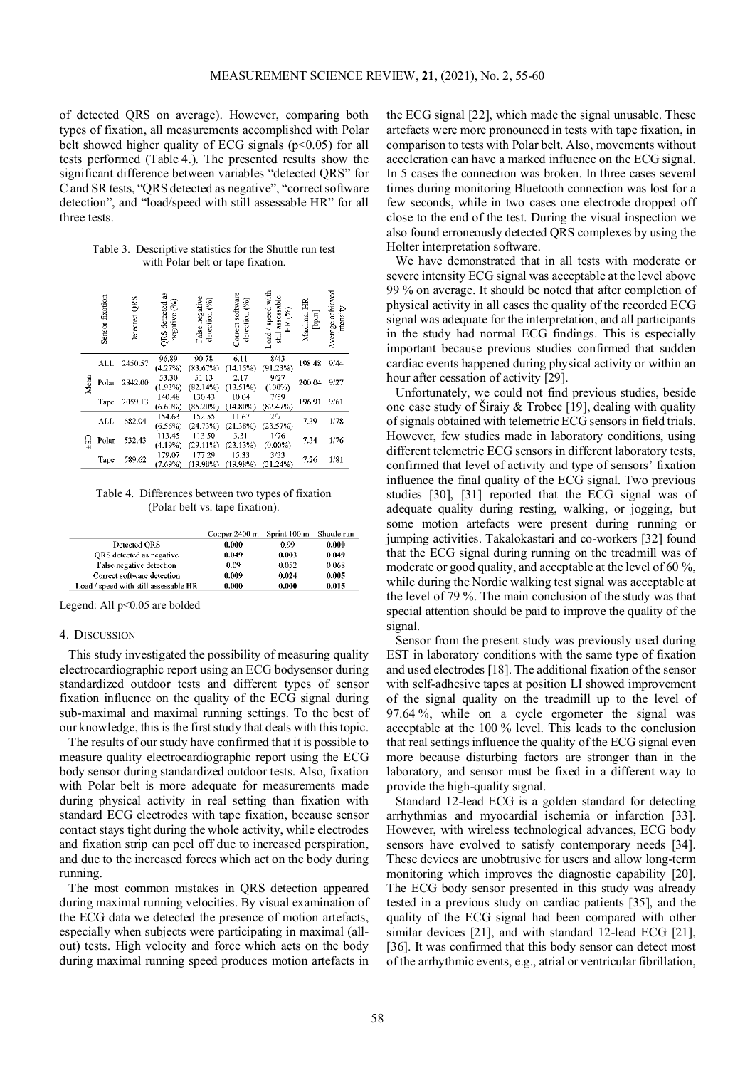of detected QRS on average). However, comparing both types of fixation, all measurements accomplished with Polar belt showed higher quality of ECG signals ($p<0.05$) for all tests performed (Table 4.). The presented results show the significant difference between variables "detected QRS" for C and SR tests, "QRS detected as negative", "correct software detection", and "load/speed with still assessable HR" for all three tests.

Table 3. Descriptive statistics for the Shuttle run test with Polar belt or tape fixation.

| | Sensor fixation | Detected QRS | QRS detected as negative (%) | False negative detection (%) | Correct software detection (%) | Load / speed with still assessable HR (%) | Maximal HR [bpm] | Average achieved intensity |
|---|---|---|---|---|---|---|---|---|
| Mean | ALL | 2450.57 | 96.89 (4.27%) | 90.78 (83.67%) | 6.11 (14.15%) | 8/43 (91.23%) | 198.48 | 9/44 |
| | Polar | 2842.00 | 53.30 (1.93%) | 51.13 (82.14%) | 2.17 (13.51%) | 9/27 (100%) | 200.04 | 9/27 |
| | Tape | 2059.13 | 140.48 (6.60%) | 130.43 (85.20%) | 10.04 (14.80%) | 7/59 (82.47%) | 196.91 | 9/61 |
| ±SD | ALL | 682.04 | 154.63 (6.56%) | 152.55 (24.73%) | 11.67 (21.38%) | 2/71 (23.57%) | 7.39 | 1/78 |
| | Polar | 532.43 | 113.45 (4.19%) | 113.50 (29.11%) | 3.31 (23.13%) | 1/76 (0.00%) | 7.34 | 1/76 |
| | Tape | 589.62 | 179.07 (7.69%) | 177.29 (19.98%) | 15.33 (19.98%) | 3/23 (31.24%) | 7.26 | 1/81 |

Table 4. Differences between two types of fixation (Polar belt vs. tape fixation).

| | Cooper 2400 m | Sprint 100 m | Shuttle run |
|---|---|---|---|
| Detected QRS | **0.000** | 0.99 | **0.000** |
| QRS detected as negative | **0.049** | **0.003** | **0.049** |
| False negative detection | 0.09 | 0.052 | 0.068 |
| Correct software detection | **0.009** | **0.024** | **0.005** |
| Load / speed with still assessable HR | **0.000** | **0.000** | **0.015** |

Legend: All $p<0.05$ are bolded

## 4. Discussion

This study investigated the possibility of measuring quality electrocardiographic report using an ECG bodysensor during standardized outdoor tests and different types of sensor fixation influence on the quality of the ECG signal during sub-maximal and maximal running settings. To the best of our knowledge, this is the first study that deals with this topic.

The results of our study have confirmed that it is possible to measure quality electrocardiographic report using the ECG body sensor during standardized outdoor tests. Also, fixation with Polar belt is more adequate for measurements made during physical activity in real setting than fixation with standard ECG electrodes with tape fixation, because sensor contact stays tight during the whole activity, while electrodes and fixation strip can peel off due to increased perspiration, and due to the increased forces which act on the body during running.

The most common mistakes in QRS detection appeared during maximal running velocities. By visual examination of the ECG data we detected the presence of motion artefacts, especially when subjects were participating in maximal (all-out) tests. High velocity and force which acts on the body during maximal running speed produces motion artefacts in the ECG signal [22], which made the signal unusable. These artefacts were more pronounced in tests with tape fixation, in comparison to tests with Polar belt. Also, movements without acceleration can have a marked influence on the ECG signal. In 5 cases the connection was broken. In three cases several times during monitoring Bluetooth connection was lost for a few seconds, while in two cases one electrode dropped off close to the end of the test. During the visual inspection we also found erroneously detected QRS complexes by using the Holter interpretation software.

We have demonstrated that in all tests with moderate or severe intensity ECG signal was acceptable at the level above 99 % on average. It should be noted that after completion of physical activity in all cases the quality of the recorded ECG signal was adequate for the interpretation, and all participants in the study had normal ECG findings. This is especially important because previous studies confirmed that sudden cardiac events happened during physical activity or within an hour after cessation of activity [29].

Unfortunately, we could not find previous studies, beside one case study of Širaiy & Trobec [19], dealing with quality of signals obtained with telemetric ECG sensors in field trials. However, few studies made in laboratory conditions, using different telemetric ECG sensors in different laboratory tests, confirmed that level of activity and type of sensors' fixation influence the final quality of the ECG signal. Two previous studies [30], [31] reported that the ECG signal was of adequate quality during resting, walking, or jogging, but some motion artefacts were present during running or jumping activities. Takalokastari and co-workers [32] found that the ECG signal during running on the treadmill was of moderate or good quality, and acceptable at the level of 60 %, while during the Nordic walking test signal was acceptable at the level of 79 %. The main conclusion of the study was that special attention should be paid to improve the quality of the signal.

Sensor from the present study was previously used during EST in laboratory conditions with the same type of fixation and used electrodes [18]. The additional fixation of the sensor with self-adhesive tapes at position LI showed improvement of the signal quality on the treadmill up to the level of 97.64 %, while on a cycle ergometer the signal was acceptable at the 100 % level. This leads to the conclusion that real settings influence the quality of the ECG signal even more because disturbing factors are stronger than in the laboratory, and sensor must be fixed in a different way to provide the high-quality signal.

Standard 12-lead ECG is a golden standard for detecting arrhythmias and myocardial ischemia or infarction [33]. However, with wireless technological advances, ECG body sensors have evolved to satisfy contemporary needs [34]. These devices are unobtrusive for users and allow long-term monitoring which improves the diagnostic capability [20]. The ECG body sensor presented in this study was already tested in a previous study on cardiac patients [35], and the quality of the ECG signal had been compared with other similar devices [21], and with standard 12-lead ECG [21], [36]. It was confirmed that this body sensor can detect most of the arrhythmic events, e.g., atrial or ventricular fibrillation,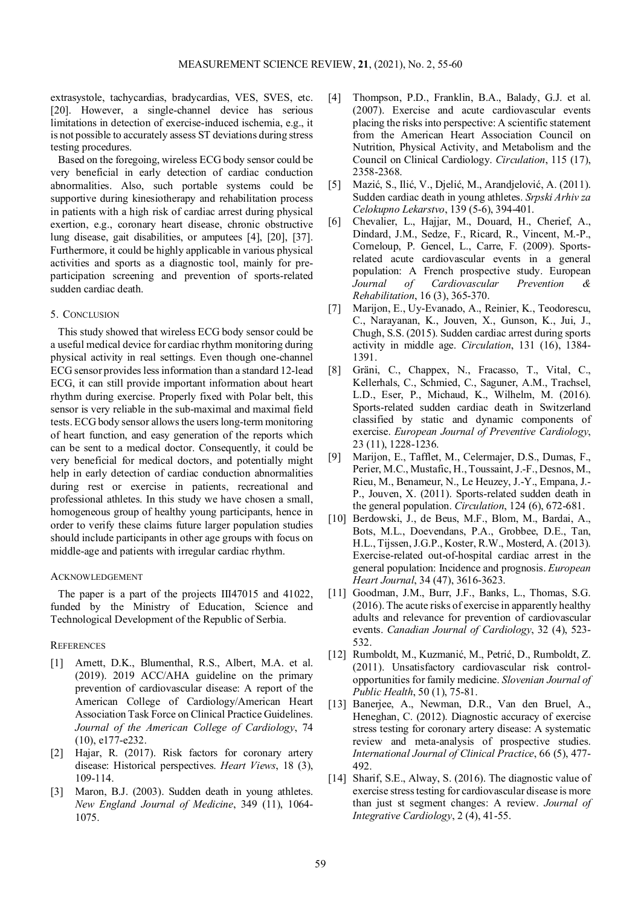extrasystole, tachycardias, bradycardias, VES, SVES, etc. [20]. However, a single-channel device has serious limitations in detection of exercise-induced ischemia, e.g., it is not possible to accurately assess ST deviations during stress testing procedures.

Based on the foregoing, wireless ECG body sensor could be very beneficial in early detection of cardiac conduction abnormalities. Also, such portable systems could be supportive during kinesiotherapy and rehabilitation process in patients with a high risk of cardiac arrest during physical exertion, e.g., coronary heart disease, chronic obstructive lung disease, gait disabilities, or amputees [4], [20], [37]. Furthermore, it could be highly applicable in various physical activities and sports as a diagnostic tool, mainly for pre-participation screening and prevention of sports-related sudden cardiac death.

## 5. Conclusion

This study showed that wireless ECG body sensor could be a useful medical device for cardiac rhythm monitoring during physical activity in real settings. Even though one-channel ECG sensor provides less information than a standard 12-lead ECG, it can still provide important information about heart rhythm during exercise. Properly fixed with Polar belt, this sensor is very reliable in the sub-maximal and maximal field tests. ECG body sensor allows the users long-term monitoring of heart function, and easy generation of the reports which can be sent to a medical doctor. Consequently, it could be very beneficial for medical doctors, and potentially might help in early detection of cardiac conduction abnormalities during rest or exercise in patients, recreational and professional athletes. In this study we have chosen a small, homogeneous group of healthy young participants, hence in order to verify these claims future larger population studies should include participants in other age groups with focus on middle-age and patients with irregular cardiac rhythm.

## Acknowledgement

The paper is a part of the projects III47015 and 41022, funded by the Ministry of Education, Science and Technological Development of the Republic of Serbia.

## References

[1] Arnett, D.K., Blumenthal, R.S., Albert, M.A. et al. (2019). 2019 ACC/AHA guideline on the primary prevention of cardiovascular disease: A report of the American College of Cardiology/American Heart Association Task Force on Clinical Practice Guidelines. *Journal of the American College of Cardiology*, 74 (10), e177-e232.

[2] Hajar, R. (2017). Risk factors for coronary artery disease: Historical perspectives. *Heart Views*, 18 (3), 109-114.

[3] Maron, B.J. (2003). Sudden death in young athletes. *New England Journal of Medicine*, 349 (11), 1064-1075.

[4] Thompson, P.D., Franklin, B.A., Balady, G.J. et al. (2007). Exercise and acute cardiovascular events placing the risks into perspective: A scientific statement from the American Heart Association Council on Nutrition, Physical Activity, and Metabolism and the Council on Clinical Cardiology. *Circulation*, 115 (17), 2358-2368.

[5] Mazić, S., Ilić, V., Djelić, M., Arandjelović, A. (2011). Sudden cardiac death in young athletes. *Srpski Arhiv za Celokupno Lekarstvo*, 139 (5-6), 394-401.

[6] Chevalier, L., Hajjar, M., Douard, H., Cherief, A., Dindard, J.M., Sedze, F., Ricard, R., Vincent, M.-P., Corneloup, P. Gencel, L., Carre, F. (2009). Sports-related acute cardiovascular events in a general population: A French prospective study. European *Journal of Cardiovascular Prevention & Rehabilitation*, 16 (3), 365-370.

[7] Marijon, E., Uy-Evanado, A., Reinier, K., Teodorescu, C., Narayanan, K., Jouven, X., Gunson, K., Jui, J., Chugh, S.S. (2015). Sudden cardiac arrest during sports activity in middle age. *Circulation*, 131 (16), 1384-1391.

[8] Gräni, C., Chappex, N., Fracasso, T., Vital, C., Kellerhals, C., Schmied, C., Saguner, A.M., Trachsel, L.D., Eser, P., Michaud, K., Wilhelm, M. (2016). Sports-related sudden cardiac death in Switzerland classified by static and dynamic components of exercise. *European Journal of Preventive Cardiology*, 23 (11), 1228-1236.

[9] Marijon, E., Tafflet, M., Celermajer, D.S., Dumas, F., Perier, M.C., Mustafic, H., Toussaint, J.-F., Desnos, M., Rieu, M., Benameur, N., Le Heuzey, J.-Y., Empana, J.-P., Jouven, X. (2011). Sports-related sudden death in the general population. *Circulation*, 124 (6), 672-681.

[10] Berdowski, J., de Beus, M.F., Blom, M., Bardai, A., Bots, M.L., Doevendans, P.A., Grobbee, D.E., Tan, H.L., Tijssen, J.G.P., Koster, R.W., Mosterd, A. (2013). Exercise-related out-of-hospital cardiac arrest in the general population: Incidence and prognosis. *European Heart Journal*, 34 (47), 3616-3623.

[11] Goodman, J.M., Burr, J.F., Banks, L., Thomas, S.G. (2016). The acute risks of exercise in apparently healthy adults and relevance for prevention of cardiovascular events. *Canadian Journal of Cardiology*, 32 (4), 523-532.

[12] Rumboldt, M., Kuzmanić, M., Petrić, D., Rumboldt, Z. (2011). Unsatisfactory cardiovascular risk control-opportunities for family medicine. *Slovenian Journal of Public Health*, 50 (1), 75-81.

[13] Banerjee, A., Newman, D.R., Van den Bruel, A., Heneghan, C. (2012). Diagnostic accuracy of exercise stress testing for coronary artery disease: A systematic review and meta-analysis of prospective studies. *International Journal of Clinical Practice*, 66 (5), 477-492.

[14] Sharif, S.E., Alway, S. (2016). The diagnostic value of exercise stress testing for cardiovascular disease is more than just st segment changes: A review. *Journal of Integrative Cardiology*, 2 (4), 41-55.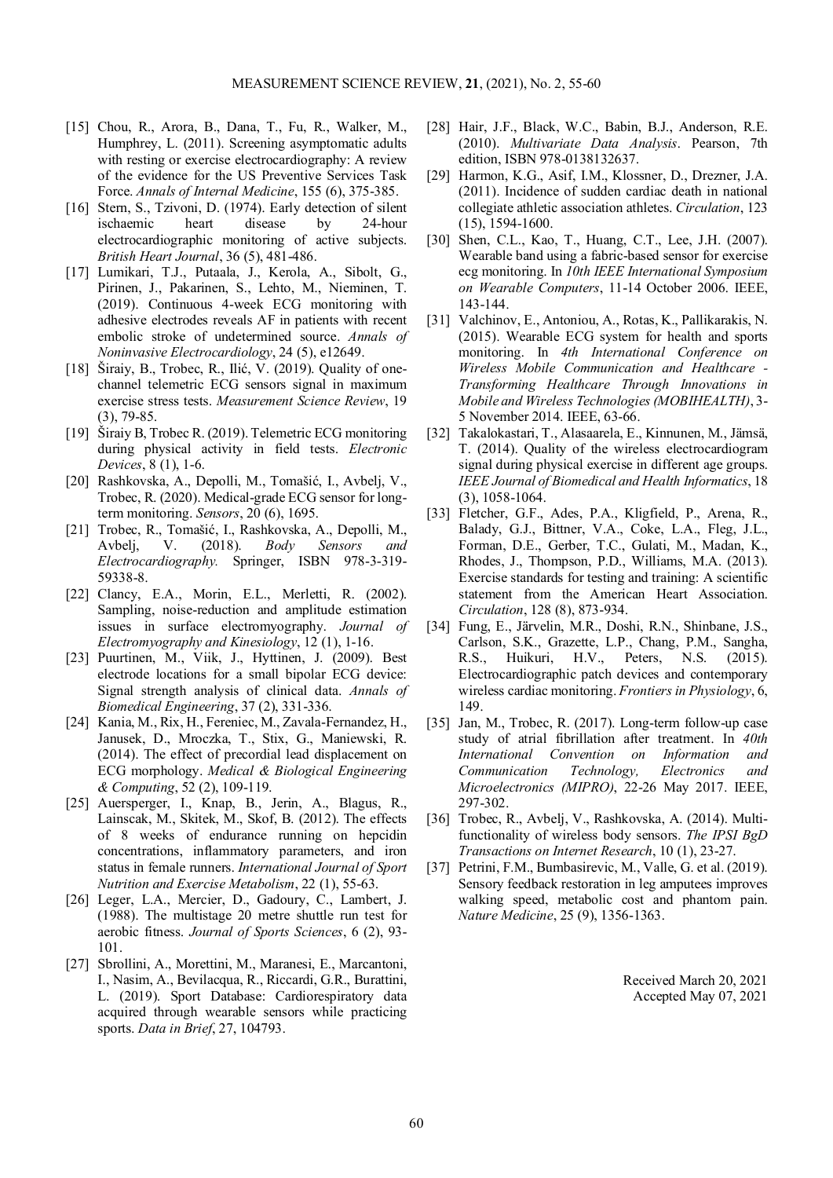[15] Chou, R., Arora, B., Dana, T., Fu, R., Walker, M., Humphrey, L. (2011). Screening asymptomatic adults with resting or exercise electrocardiography: A review of the evidence for the US Preventive Services Task Force. *Annals of Internal Medicine*, 155 (6), 375-385.

[16] Stern, S., Tzivoni, D. (1974). Early detection of silent ischaemic heart disease by 24-hour electrocardiographic monitoring of active subjects. *British Heart Journal*, 36 (5), 481-486.

[17] Lumikari, T.J., Putaala, J., Kerola, A., Sibolt, G., Pirinen, J., Pakarinen, S., Lehto, M., Nieminen, T. (2019). Continuous 4-week ECG monitoring with adhesive electrodes reveals AF in patients with recent embolic stroke of undetermined source. *Annals of Noninvasive Electrocardiology*, 24 (5), e12649.

[18] Širaiy, B., Trobec, R., Ilić, V. (2019). Quality of one-channel telemetric ECG sensors signal in maximum exercise stress tests. *Measurement Science Review*, 19 (3), 79-85.

[19] Širaiy B, Trobec R. (2019). Telemetric ECG monitoring during physical activity in field tests. *Electronic Devices*, 8 (1), 1-6.

[20] Rashkovska, A., Depolli, M., Tomašić, I., Avbelj, V., Trobec, R. (2020). Medical-grade ECG sensor for long-term monitoring. *Sensors*, 20 (6), 1695.

[21] Trobec, R., Tomašić, I., Rashkovska, A., Depolli, M., Avbelj, V. (2018). *Body Sensors and Electrocardiography.* Springer, ISBN 978-3-319-59338-8.

[22] Clancy, E.A., Morin, E.L., Merletti, R. (2002). Sampling, noise-reduction and amplitude estimation issues in surface electromyography. *Journal of Electromyography and Kinesiology*, 12 (1), 1-16.

[23] Puurtinen, M., Viik, J., Hyttinen, J. (2009). Best electrode locations for a small bipolar ECG device: Signal strength analysis of clinical data. *Annals of Biomedical Engineering*, 37 (2), 331-336.

[24] Kania, M., Rix, H., Fereniec, M., Zavala-Fernandez, H., Janusek, D., Mroczka, T., Stix, G., Maniewski, R. (2014). The effect of precordial lead displacement on ECG morphology. *Medical & Biological Engineering & Computing*, 52 (2), 109-119.

[25] Auersperger, I., Knap, B., Jerin, A., Blagus, R., Lainscak, M., Skitek, M., Skof, B. (2012). The effects of 8 weeks of endurance running on hepcidin concentrations, inflammatory parameters, and iron status in female runners. *International Journal of Sport Nutrition and Exercise Metabolism*, 22 (1), 55-63.

[26] Leger, L.A., Mercier, D., Gadoury, C., Lambert, J. (1988). The multistage 20 metre shuttle run test for aerobic fitness. *Journal of Sports Sciences*, 6 (2), 93-101.

[27] Sbrollini, A., Morettini, M., Maranesi, E., Marcantoni, I., Nasim, A., Bevilacqua, R., Riccardi, G.R., Burattini, L. (2019). Sport Database: Cardiorespiratory data acquired through wearable sensors while practicing sports. *Data in Brief*, 27, 104793.

[28] Hair, J.F., Black, W.C., Babin, B.J., Anderson, R.E. (2010). *Multivariate Data Analysis*. Pearson, 7th edition, ISBN 978-0138132637.

[29] Harmon, K.G., Asif, I.M., Klossner, D., Drezner, J.A. (2011). Incidence of sudden cardiac death in national collegiate athletic association athletes. *Circulation*, 123 (15), 1594-1600.

[30] Shen, C.L., Kao, T., Huang, C.T., Lee, J.H. (2007). Wearable band using a fabric-based sensor for exercise ecg monitoring. In *10th IEEE International Symposium on Wearable Computers*, 11-14 October 2006. IEEE, 143-144.

[31] Valchinov, E., Antoniou, A., Rotas, K., Pallikarakis, N. (2015). Wearable ECG system for health and sports monitoring. In *4th International Conference on Wireless Mobile Communication and Healthcare - Transforming Healthcare Through Innovations in Mobile and Wireless Technologies (MOBIHEALTH)*, 3-5 November 2014. IEEE, 63-66.

[32] Takalokastari, T., Alasaarela, E., Kinnunen, M., Jämsä, T. (2014). Quality of the wireless electrocardiogram signal during physical exercise in different age groups. *IEEE Journal of Biomedical and Health Informatics*, 18 (3), 1058-1064.

[33] Fletcher, G.F., Ades, P.A., Kligfield, P., Arena, R., Balady, G.J., Bittner, V.A., Coke, L.A., Fleg, J.L., Forman, D.E., Gerber, T.C., Gulati, M., Madan, K., Rhodes, J., Thompson, P.D., Williams, M.A. (2013). Exercise standards for testing and training: A scientific statement from the American Heart Association. *Circulation*, 128 (8), 873-934.

[34] Fung, E., Järvelin, M.R., Doshi, R.N., Shinbane, J.S., Carlson, S.K., Grazette, L.P., Chang, P.M., Sangha, R.S., Huikuri, H.V., Peters, N.S. (2015). Electrocardiographic patch devices and contemporary wireless cardiac monitoring. *Frontiers in Physiology*, 6, 149.

[35] Jan, M., Trobec, R. (2017). Long-term follow-up case study of atrial fibrillation after treatment. In *40th International Convention on Information and Communication Technology, Electronics and Microelectronics (MIPRO)*, 22-26 May 2017. IEEE, 297-302.

[36] Trobec, R., Avbelj, V., Rashkovska, A. (2014). Multi-functionality of wireless body sensors. *The IPSI BgD Transactions on Internet Research*, 10 (1), 23-27.

[37] Petrini, F.M., Bumbasirevic, M., Valle, G. et al. (2019). Sensory feedback restoration in leg amputees improves walking speed, metabolic cost and phantom pain. *Nature Medicine*, 25 (9), 1356-1363.

Received March 20, 2021
Accepted May 07, 2021